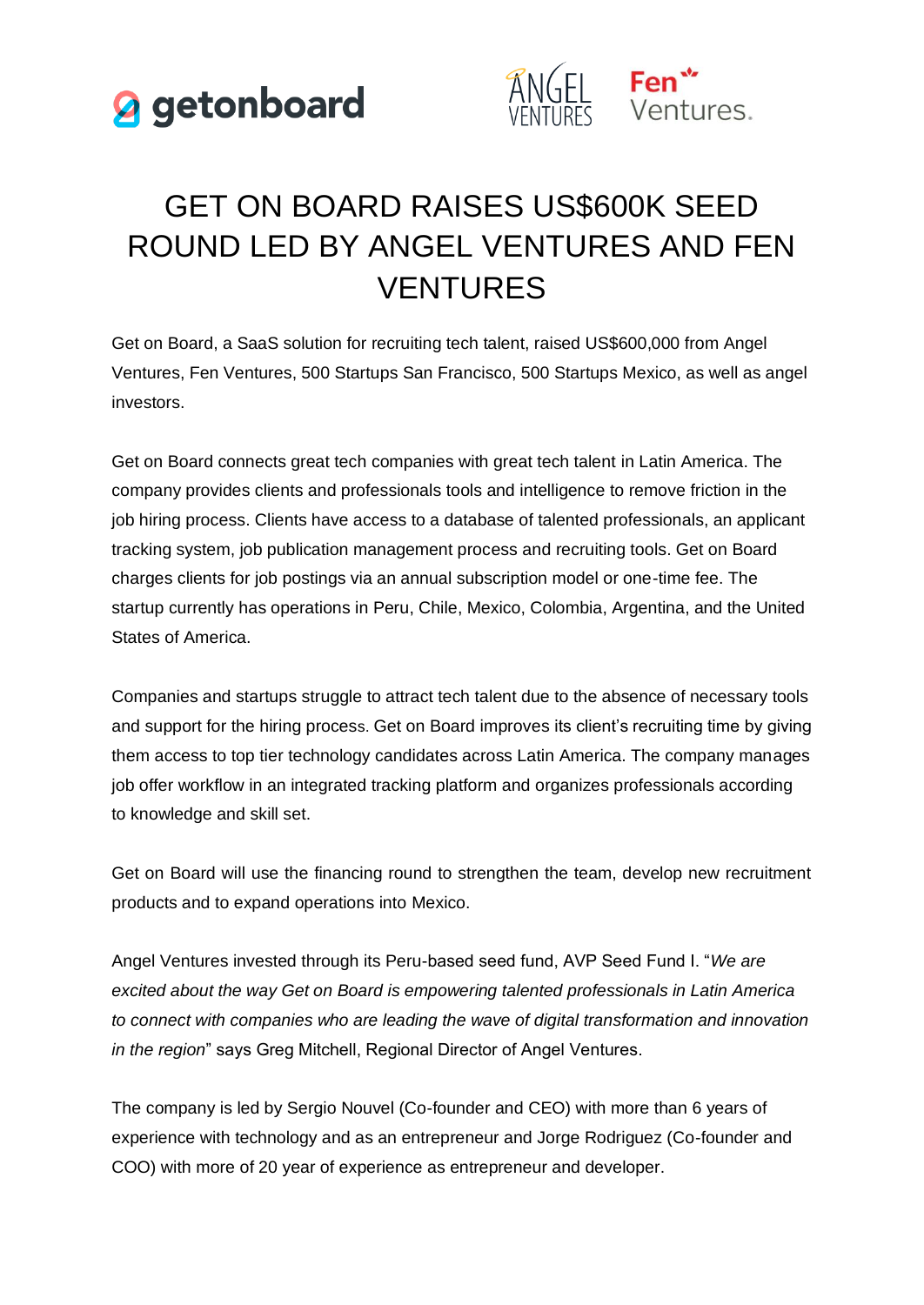# GET ON BOARD RAISES US$600K SEED ROUND LED BY ANGEL VENTURES AND FEN VENTURES

Get on Board, a SaaS solution for recruiting tech talent, raised US$600,000 from Angel Ventures, Fen Ventures, 500 Startups San Francisco, 500 Startups Mexico, as well as angel investors.

Get on Board connects great tech companies with great tech talent in Latin America. The company provides clients and professionals tools and intelligence to remove friction in the job hiring process. Clients have access to a database of talented professionals, an applicant tracking system, job publication management process and recruiting tools. Get on Board charges clients for job postings via an annual subscription model or one-time fee. The startup currently has operations in Peru, Chile, Mexico, Colombia, Argentina, and the United States of America.

Companies and startups struggle to attract tech talent due to the absence of necessary tools and support for the hiring process. Get on Board improves its client's recruiting time by giving them access to top tier technology candidates across Latin America. The company manages job offer workflow in an integrated tracking platform and organizes professionals according to knowledge and skill set.

Get on Board will use the financing round to strengthen the team, develop new recruitment products and to expand operations into Mexico.

Angel Ventures invested through its Peru-based seed fund, AVP Seed Fund I. "*We are excited about the way Get on Board is empowering talented professionals in Latin America to connect with companies who are leading the wave of digital transformation and innovation in the region*" says Greg Mitchell, Regional Director of Angel Ventures.

The company is led by Sergio Nouvel (Co-founder and CEO) with more than 6 years of experience with technology and as an entrepreneur and Jorge Rodriguez (Co-founder and COO) with more of 20 year of experience as entrepreneur and developer.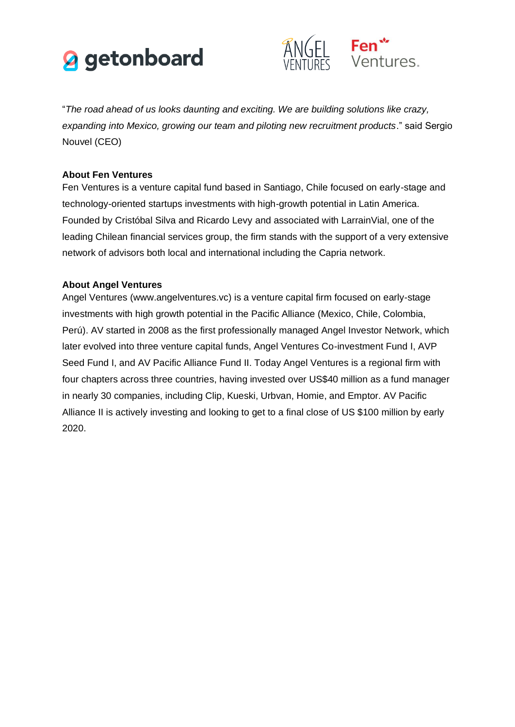"*The road ahead of us looks daunting and exciting. We are building solutions like crazy, expanding into Mexico, growing our team and piloting new recruitment products*." said Sergio Nouvel (CEO)

**About Fen Ventures**

Fen Ventures is a venture capital fund based in Santiago, Chile focused on early-stage and technology-oriented startups investments with high-growth potential in Latin America. Founded by Cristóbal Silva and Ricardo Levy and associated with LarrainVial, one of the leading Chilean financial services group, the firm stands with the support of a very extensive network of advisors both local and international including the Capria network.

**About Angel Ventures**

Angel Ventures (www.angelventures.vc) is a venture capital firm focused on early-stage investments with high growth potential in the Pacific Alliance (Mexico, Chile, Colombia, Perú). AV started in 2008 as the first professionally managed Angel Investor Network, which later evolved into three venture capital funds, Angel Ventures Co-investment Fund I, AVP Seed Fund I, and AV Pacific Alliance Fund II. Today Angel Ventures is a regional firm with four chapters across three countries, having invested over US$40 million as a fund manager in nearly 30 companies, including Clip, Kueski, Urbvan, Homie, and Emptor. AV Pacific Alliance II is actively investing and looking to get to a final close of US $100 million by early 2020.